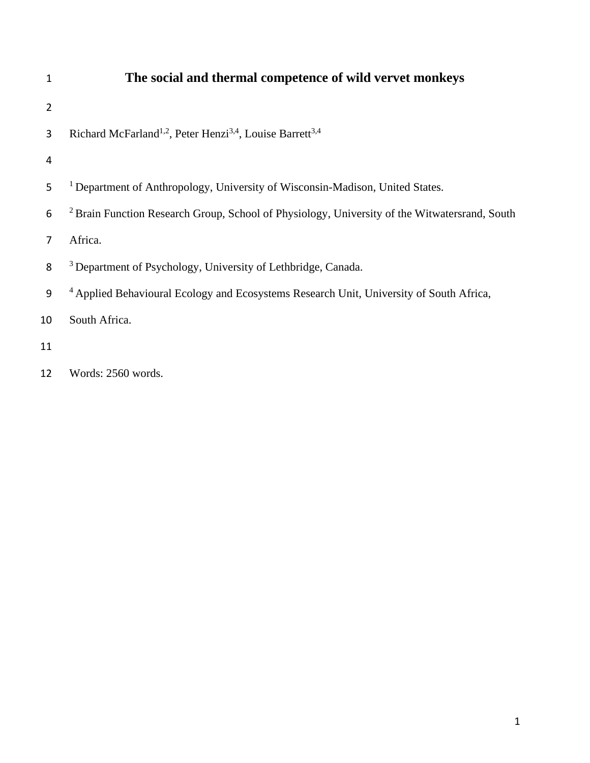# The social and thermal competence of wild vervet monkeys

Richard McFarland[1,2], Peter Henzi[3,4], Louise Barrett[3,4]

[1] Department of Anthropology, University of Wisconsin-Madison, United States.

[2] Brain Function Research Group, School of Physiology, University of the Witwatersrand, South Africa.

[3] Department of Psychology, University of Lethbridge, Canada.

[4] Applied Behavioural Ecology and Ecosystems Research Unit, University of South Africa, South Africa.

Words: 2560 words.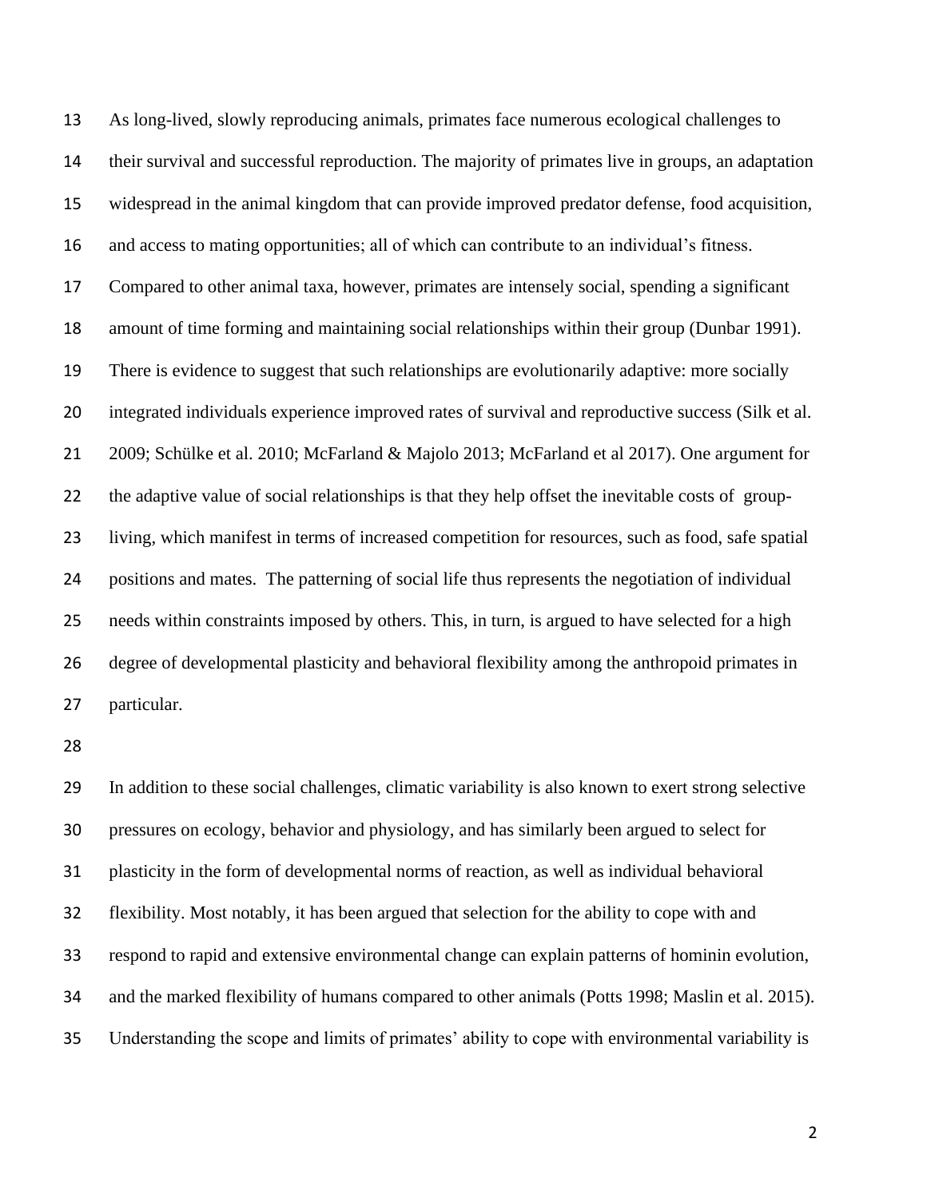As long-lived, slowly reproducing animals, primates face numerous ecological challenges to their survival and successful reproduction. The majority of primates live in groups, an adaptation widespread in the animal kingdom that can provide improved predator defense, food acquisition, and access to mating opportunities; all of which can contribute to an individual's fitness. Compared to other animal taxa, however, primates are intensely social, spending a significant amount of time forming and maintaining social relationships within their group (Dunbar 1991). There is evidence to suggest that such relationships are evolutionarily adaptive: more socially integrated individuals experience improved rates of survival and reproductive success (Silk et al. 2009; Schülke et al. 2010; McFarland & Majolo 2013; McFarland et al 2017). One argument for the adaptive value of social relationships is that they help offset the inevitable costs of group-living, which manifest in terms of increased competition for resources, such as food, safe spatial positions and mates. The patterning of social life thus represents the negotiation of individual needs within constraints imposed by others. This, in turn, is argued to have selected for a high degree of developmental plasticity and behavioral flexibility among the anthropoid primates in particular.

In addition to these social challenges, climatic variability is also known to exert strong selective pressures on ecology, behavior and physiology, and has similarly been argued to select for plasticity in the form of developmental norms of reaction, as well as individual behavioral flexibility. Most notably, it has been argued that selection for the ability to cope with and respond to rapid and extensive environmental change can explain patterns of hominin evolution, and the marked flexibility of humans compared to other animals (Potts 1998; Maslin et al. 2015). Understanding the scope and limits of primates' ability to cope with environmental variability is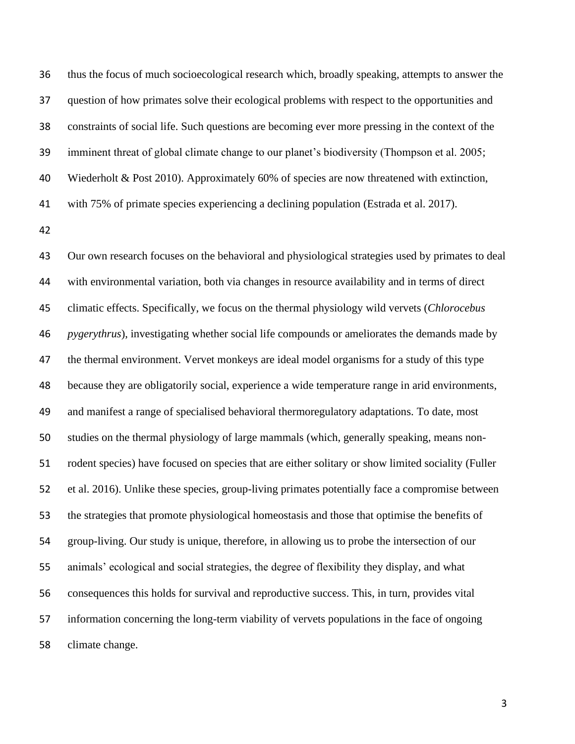thus the focus of much socioecological research which, broadly speaking, attempts to answer the question of how primates solve their ecological problems with respect to the opportunities and constraints of social life. Such questions are becoming ever more pressing in the context of the imminent threat of global climate change to our planet's biodiversity (Thompson et al. 2005; Wiederholt & Post 2010). Approximately 60% of species are now threatened with extinction, with 75% of primate species experiencing a declining population (Estrada et al. 2017).

Our own research focuses on the behavioral and physiological strategies used by primates to deal with environmental variation, both via changes in resource availability and in terms of direct climatic effects. Specifically, we focus on the thermal physiology wild vervets (*Chlorocebus pygerythrus*), investigating whether social life compounds or ameliorates the demands made by the thermal environment. Vervet monkeys are ideal model organisms for a study of this type because they are obligatorily social, experience a wide temperature range in arid environments, and manifest a range of specialised behavioral thermoregulatory adaptations. To date, most studies on the thermal physiology of large mammals (which, generally speaking, means non-rodent species) have focused on species that are either solitary or show limited sociality (Fuller et al. 2016). Unlike these species, group-living primates potentially face a compromise between the strategies that promote physiological homeostasis and those that optimise the benefits of group-living. Our study is unique, therefore, in allowing us to probe the intersection of our animals' ecological and social strategies, the degree of flexibility they display, and what consequences this holds for survival and reproductive success. This, in turn, provides vital information concerning the long-term viability of vervets populations in the face of ongoing climate change.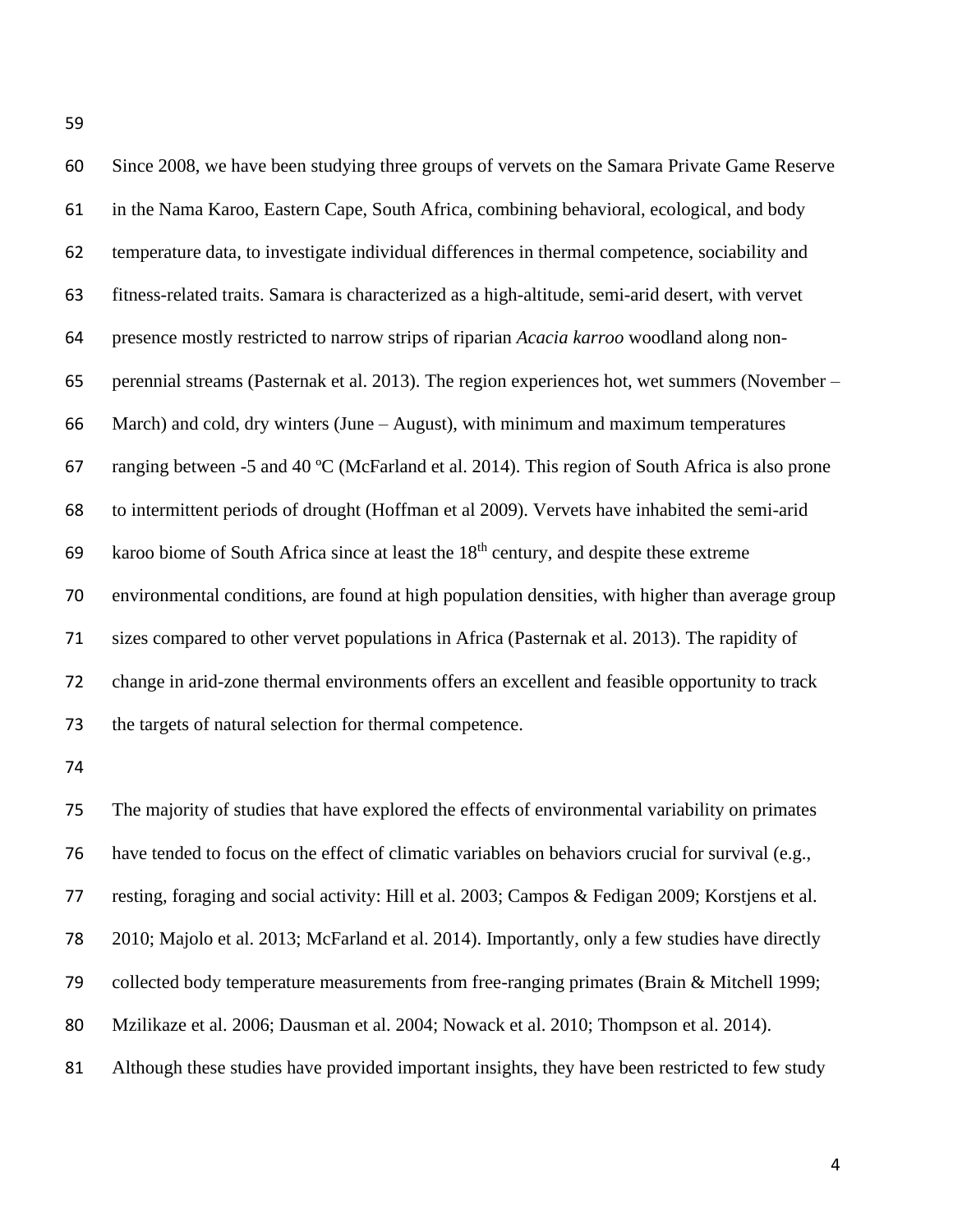Since 2008, we have been studying three groups of vervets on the Samara Private Game Reserve in the Nama Karoo, Eastern Cape, South Africa, combining behavioral, ecological, and body temperature data, to investigate individual differences in thermal competence, sociability and fitness-related traits. Samara is characterized as a high-altitude, semi-arid desert, with vervet presence mostly restricted to narrow strips of riparian *Acacia karroo* woodland along non-perennial streams (Pasternak et al. 2013). The region experiences hot, wet summers (November – March) and cold, dry winters (June – August), with minimum and maximum temperatures ranging between -5 and 40 ºC (McFarland et al. 2014). This region of South Africa is also prone to intermittent periods of drought (Hoffman et al 2009). Vervets have inhabited the semi-arid karoo biome of South Africa since at least the 18th century, and despite these extreme environmental conditions, are found at high population densities, with higher than average group sizes compared to other vervet populations in Africa (Pasternak et al. 2013). The rapidity of change in arid-zone thermal environments offers an excellent and feasible opportunity to track the targets of natural selection for thermal competence.

The majority of studies that have explored the effects of environmental variability on primates have tended to focus on the effect of climatic variables on behaviors crucial for survival (e.g., resting, foraging and social activity: Hill et al. 2003; Campos & Fedigan 2009; Korstjens et al. 2010; Majolo et al. 2013; McFarland et al. 2014). Importantly, only a few studies have directly collected body temperature measurements from free-ranging primates (Brain & Mitchell 1999; Mzilikaze et al. 2006; Dausman et al. 2004; Nowack et al. 2010; Thompson et al. 2014). Although these studies have provided important insights, they have been restricted to few study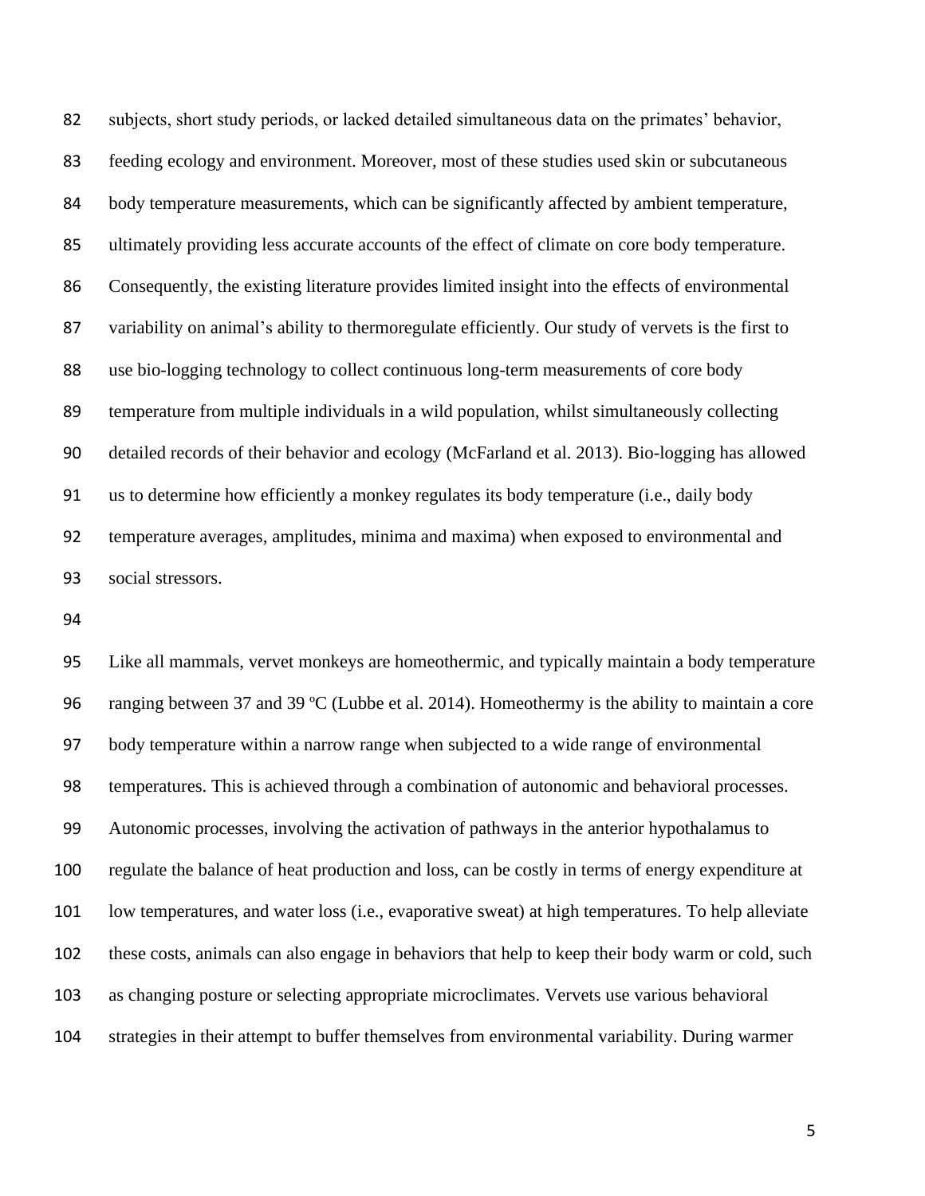subjects, short study periods, or lacked detailed simultaneous data on the primates' behavior, feeding ecology and environment. Moreover, most of these studies used skin or subcutaneous body temperature measurements, which can be significantly affected by ambient temperature, ultimately providing less accurate accounts of the effect of climate on core body temperature. Consequently, the existing literature provides limited insight into the effects of environmental variability on animal's ability to thermoregulate efficiently. Our study of vervets is the first to use bio-logging technology to collect continuous long-term measurements of core body temperature from multiple individuals in a wild population, whilst simultaneously collecting detailed records of their behavior and ecology (McFarland et al. 2013). Bio-logging has allowed us to determine how efficiently a monkey regulates its body temperature (i.e., daily body temperature averages, amplitudes, minima and maxima) when exposed to environmental and social stressors.

Like all mammals, vervet monkeys are homeothermic, and typically maintain a body temperature ranging between 37 and 39 ºC (Lubbe et al. 2014). Homeothermy is the ability to maintain a core body temperature within a narrow range when subjected to a wide range of environmental temperatures. This is achieved through a combination of autonomic and behavioral processes. Autonomic processes, involving the activation of pathways in the anterior hypothalamus to regulate the balance of heat production and loss, can be costly in terms of energy expenditure at low temperatures, and water loss (i.e., evaporative sweat) at high temperatures. To help alleviate these costs, animals can also engage in behaviors that help to keep their body warm or cold, such as changing posture or selecting appropriate microclimates. Vervets use various behavioral strategies in their attempt to buffer themselves from environmental variability. During warmer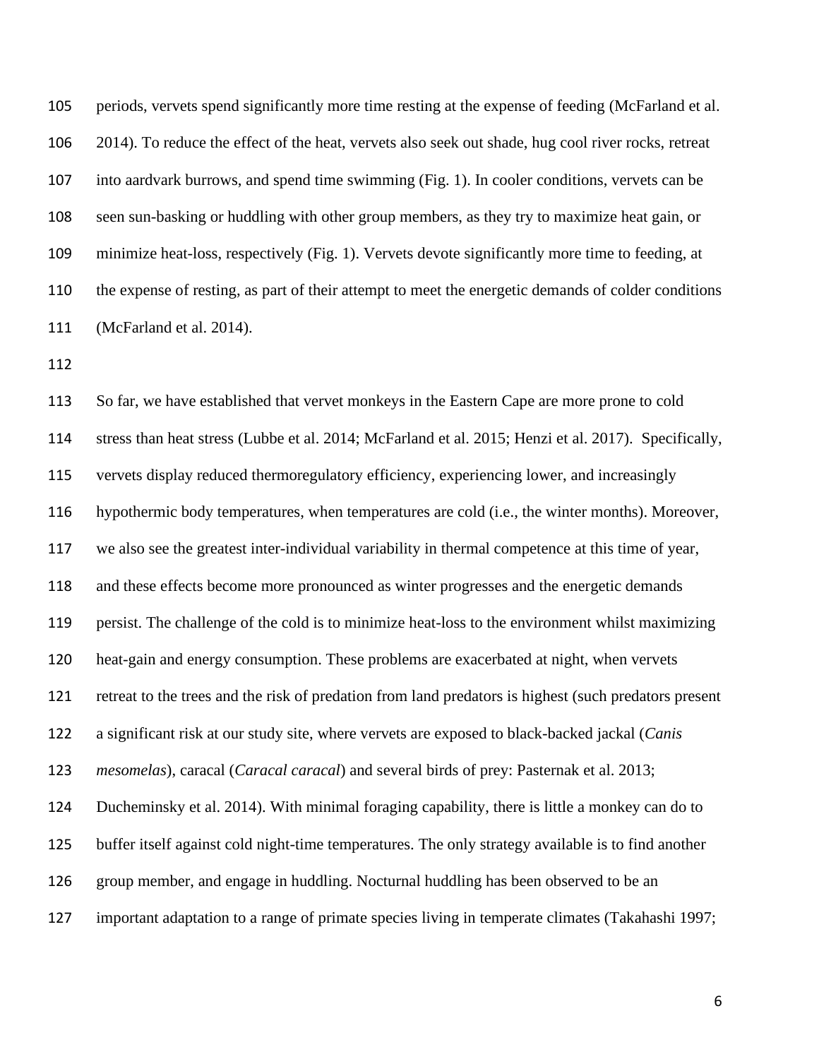periods, vervets spend significantly more time resting at the expense of feeding (McFarland et al. 2014). To reduce the effect of the heat, vervets also seek out shade, hug cool river rocks, retreat into aardvark burrows, and spend time swimming (Fig. 1). In cooler conditions, vervets can be seen sun-basking or huddling with other group members, as they try to maximize heat gain, or minimize heat-loss, respectively (Fig. 1). Vervets devote significantly more time to feeding, at the expense of resting, as part of their attempt to meet the energetic demands of colder conditions (McFarland et al. 2014).

So far, we have established that vervet monkeys in the Eastern Cape are more prone to cold stress than heat stress (Lubbe et al. 2014; McFarland et al. 2015; Henzi et al. 2017). Specifically, vervets display reduced thermoregulatory efficiency, experiencing lower, and increasingly hypothermic body temperatures, when temperatures are cold (i.e., the winter months). Moreover, we also see the greatest inter-individual variability in thermal competence at this time of year, and these effects become more pronounced as winter progresses and the energetic demands persist. The challenge of the cold is to minimize heat-loss to the environment whilst maximizing heat-gain and energy consumption. These problems are exacerbated at night, when vervets retreat to the trees and the risk of predation from land predators is highest (such predators present a significant risk at our study site, where vervets are exposed to black-backed jackal (*Canis mesomelas*), caracal (*Caracal caracal*) and several birds of prey: Pasternak et al. 2013; Ducheminsky et al. 2014). With minimal foraging capability, there is little a monkey can do to buffer itself against cold night-time temperatures. The only strategy available is to find another group member, and engage in huddling. Nocturnal huddling has been observed to be an important adaptation to a range of primate species living in temperate climates (Takahashi 1997;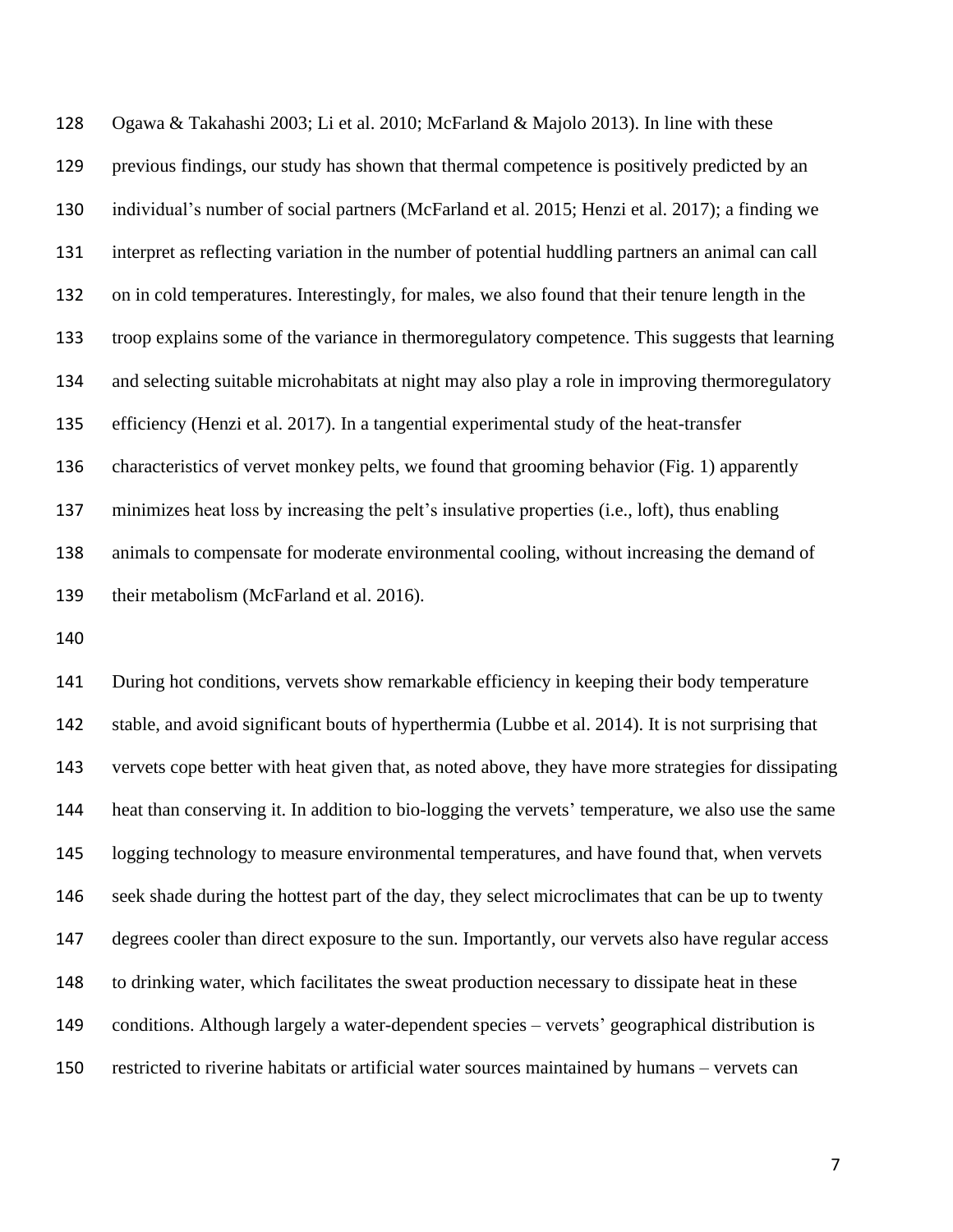Ogawa & Takahashi 2003; Li et al. 2010; McFarland & Majolo 2013). In line with these previous findings, our study has shown that thermal competence is positively predicted by an individual's number of social partners (McFarland et al. 2015; Henzi et al. 2017); a finding we interpret as reflecting variation in the number of potential huddling partners an animal can call on in cold temperatures. Interestingly, for males, we also found that their tenure length in the troop explains some of the variance in thermoregulatory competence. This suggests that learning and selecting suitable microhabitats at night may also play a role in improving thermoregulatory efficiency (Henzi et al. 2017). In a tangential experimental study of the heat-transfer characteristics of vervet monkey pelts, we found that grooming behavior (Fig. 1) apparently minimizes heat loss by increasing the pelt's insulative properties (i.e., loft), thus enabling animals to compensate for moderate environmental cooling, without increasing the demand of their metabolism (McFarland et al. 2016).

During hot conditions, vervets show remarkable efficiency in keeping their body temperature stable, and avoid significant bouts of hyperthermia (Lubbe et al. 2014). It is not surprising that vervets cope better with heat given that, as noted above, they have more strategies for dissipating heat than conserving it. In addition to bio-logging the vervets' temperature, we also use the same logging technology to measure environmental temperatures, and have found that, when vervets seek shade during the hottest part of the day, they select microclimates that can be up to twenty degrees cooler than direct exposure to the sun. Importantly, our vervets also have regular access to drinking water, which facilitates the sweat production necessary to dissipate heat in these conditions. Although largely a water-dependent species – vervets' geographical distribution is restricted to riverine habitats or artificial water sources maintained by humans – vervets can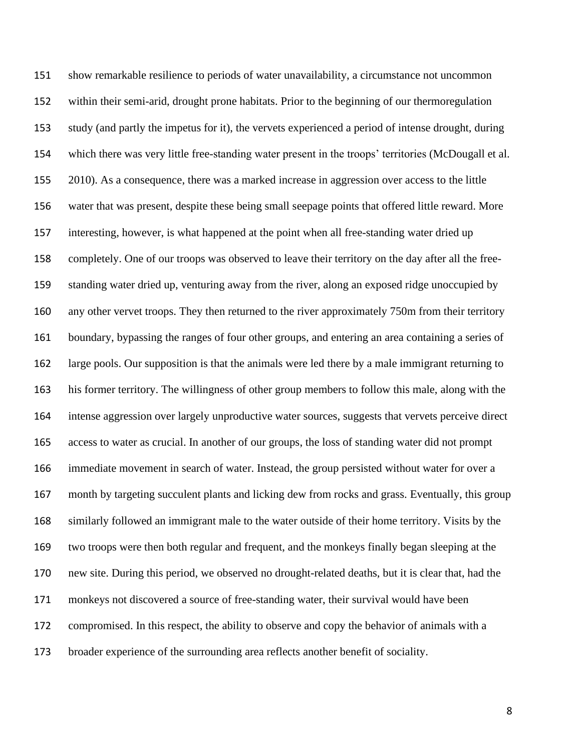show remarkable resilience to periods of water unavailability, a circumstance not uncommon within their semi-arid, drought prone habitats. Prior to the beginning of our thermoregulation study (and partly the impetus for it), the vervets experienced a period of intense drought, during which there was very little free-standing water present in the troops' territories (McDougall et al. 2010). As a consequence, there was a marked increase in aggression over access to the little water that was present, despite these being small seepage points that offered little reward. More interesting, however, is what happened at the point when all free-standing water dried up completely. One of our troops was observed to leave their territory on the day after all the free-standing water dried up, venturing away from the river, along an exposed ridge unoccupied by any other vervet troops. They then returned to the river approximately 750m from their territory boundary, bypassing the ranges of four other groups, and entering an area containing a series of large pools. Our supposition is that the animals were led there by a male immigrant returning to his former territory. The willingness of other group members to follow this male, along with the intense aggression over largely unproductive water sources, suggests that vervets perceive direct access to water as crucial. In another of our groups, the loss of standing water did not prompt immediate movement in search of water. Instead, the group persisted without water for over a month by targeting succulent plants and licking dew from rocks and grass. Eventually, this group similarly followed an immigrant male to the water outside of their home territory. Visits by the two troops were then both regular and frequent, and the monkeys finally began sleeping at the new site. During this period, we observed no drought-related deaths, but it is clear that, had the monkeys not discovered a source of free-standing water, their survival would have been compromised. In this respect, the ability to observe and copy the behavior of animals with a broader experience of the surrounding area reflects another benefit of sociality.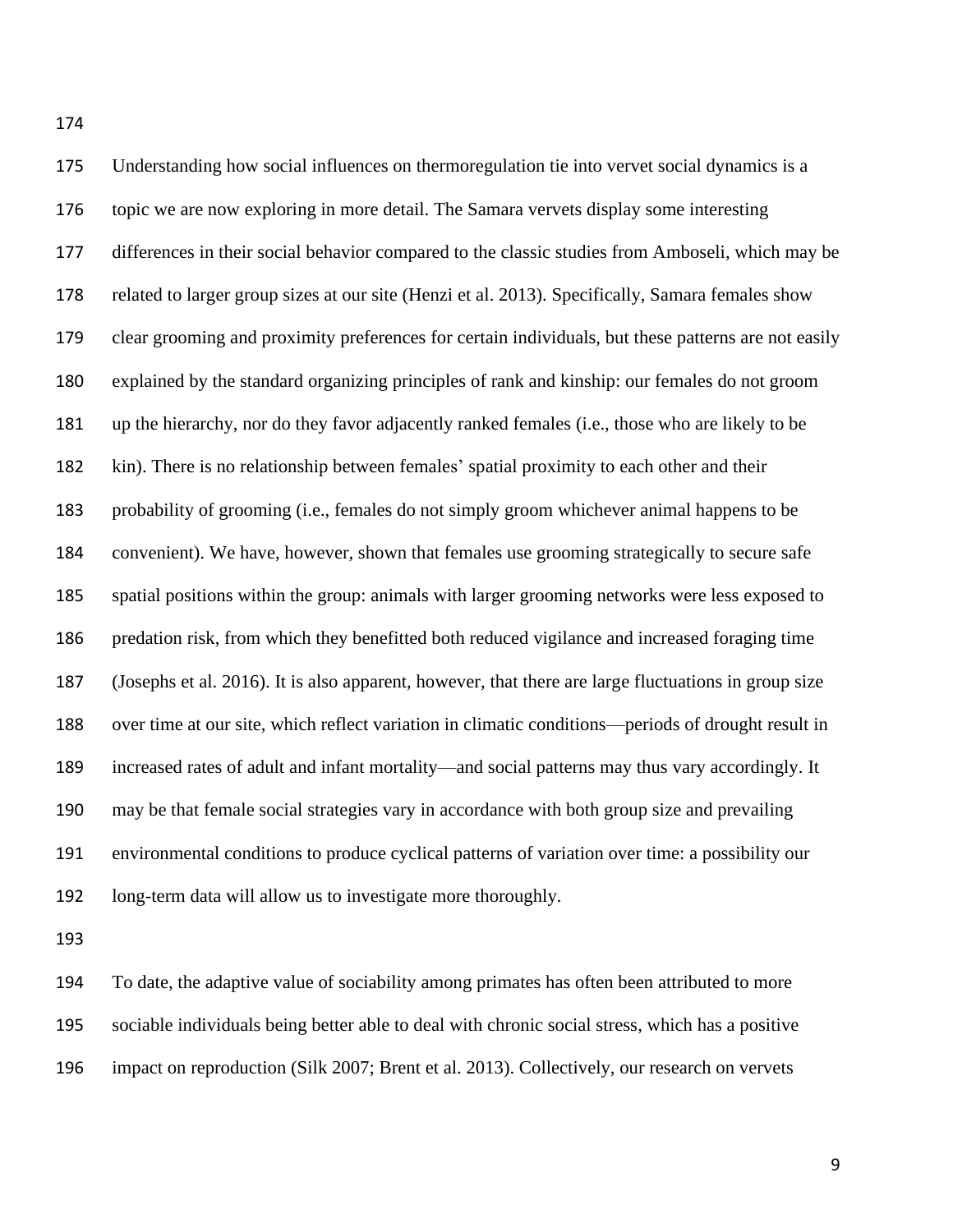Understanding how social influences on thermoregulation tie into vervet social dynamics is a topic we are now exploring in more detail. The Samara vervets display some interesting differences in their social behavior compared to the classic studies from Amboseli, which may be related to larger group sizes at our site (Henzi et al. 2013). Specifically, Samara females show clear grooming and proximity preferences for certain individuals, but these patterns are not easily explained by the standard organizing principles of rank and kinship: our females do not groom up the hierarchy, nor do they favor adjacently ranked females (i.e., those who are likely to be kin). There is no relationship between females' spatial proximity to each other and their probability of grooming (i.e., females do not simply groom whichever animal happens to be convenient). We have, however, shown that females use grooming strategically to secure safe spatial positions within the group: animals with larger grooming networks were less exposed to predation risk, from which they benefitted both reduced vigilance and increased foraging time (Josephs et al. 2016). It is also apparent, however, that there are large fluctuations in group size over time at our site, which reflect variation in climatic conditions—periods of drought result in increased rates of adult and infant mortality—and social patterns may thus vary accordingly. It may be that female social strategies vary in accordance with both group size and prevailing environmental conditions to produce cyclical patterns of variation over time: a possibility our long-term data will allow us to investigate more thoroughly.

To date, the adaptive value of sociability among primates has often been attributed to more sociable individuals being better able to deal with chronic social stress, which has a positive impact on reproduction (Silk 2007; Brent et al. 2013). Collectively, our research on vervets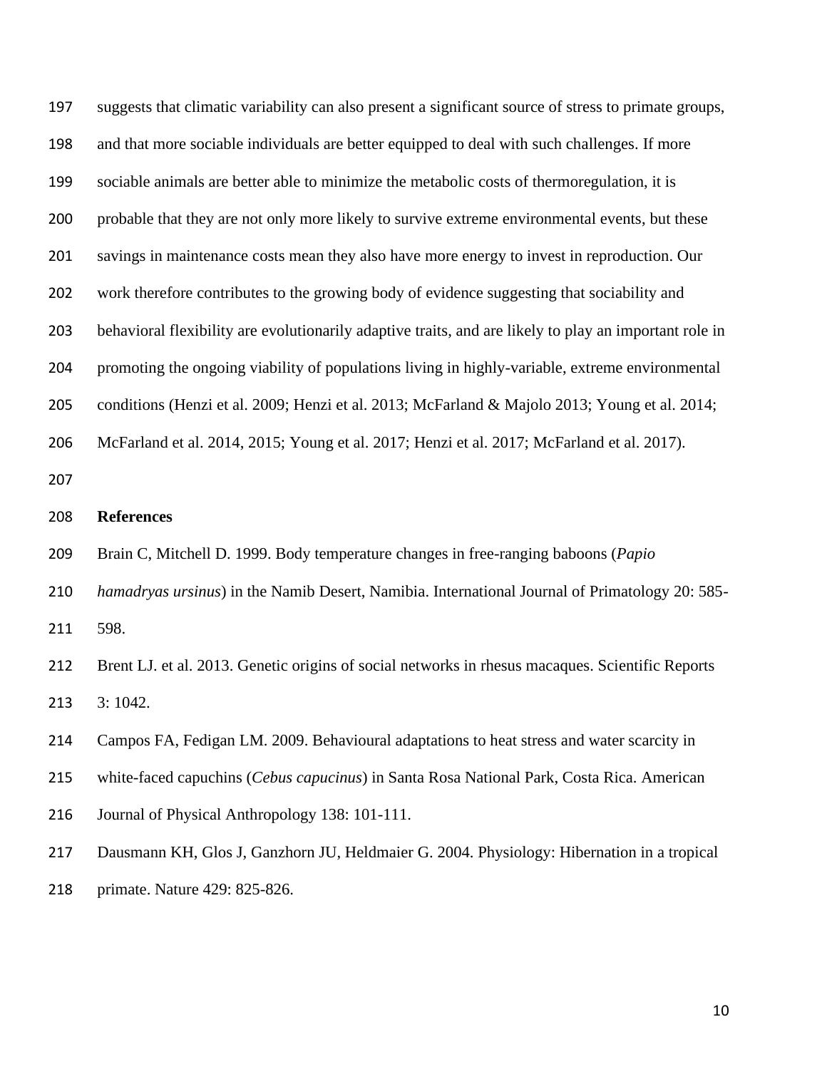suggests that climatic variability can also present a significant source of stress to primate groups, and that more sociable individuals are better equipped to deal with such challenges. If more sociable animals are better able to minimize the metabolic costs of thermoregulation, it is probable that they are not only more likely to survive extreme environmental events, but these savings in maintenance costs mean they also have more energy to invest in reproduction. Our work therefore contributes to the growing body of evidence suggesting that sociability and behavioral flexibility are evolutionarily adaptive traits, and are likely to play an important role in promoting the ongoing viability of populations living in highly-variable, extreme environmental conditions (Henzi et al. 2009; Henzi et al. 2013; McFarland & Majolo 2013; Young et al. 2014; McFarland et al. 2014, 2015; Young et al. 2017; Henzi et al. 2017; McFarland et al. 2017).

## References

Brain C, Mitchell D. 1999. Body temperature changes in free-ranging baboons (*Papio hamadryas ursinus*) in the Namib Desert, Namibia. International Journal of Primatology 20: 585-598.

Brent LJ. et al. 2013. Genetic origins of social networks in rhesus macaques. Scientific Reports 3: 1042.

Campos FA, Fedigan LM. 2009. Behavioural adaptations to heat stress and water scarcity in white-faced capuchins (*Cebus capucinus*) in Santa Rosa National Park, Costa Rica. American Journal of Physical Anthropology 138: 101-111.

Dausmann KH, Glos J, Ganzhorn JU, Heldmaier G. 2004. Physiology: Hibernation in a tropical primate. Nature 429: 825-826.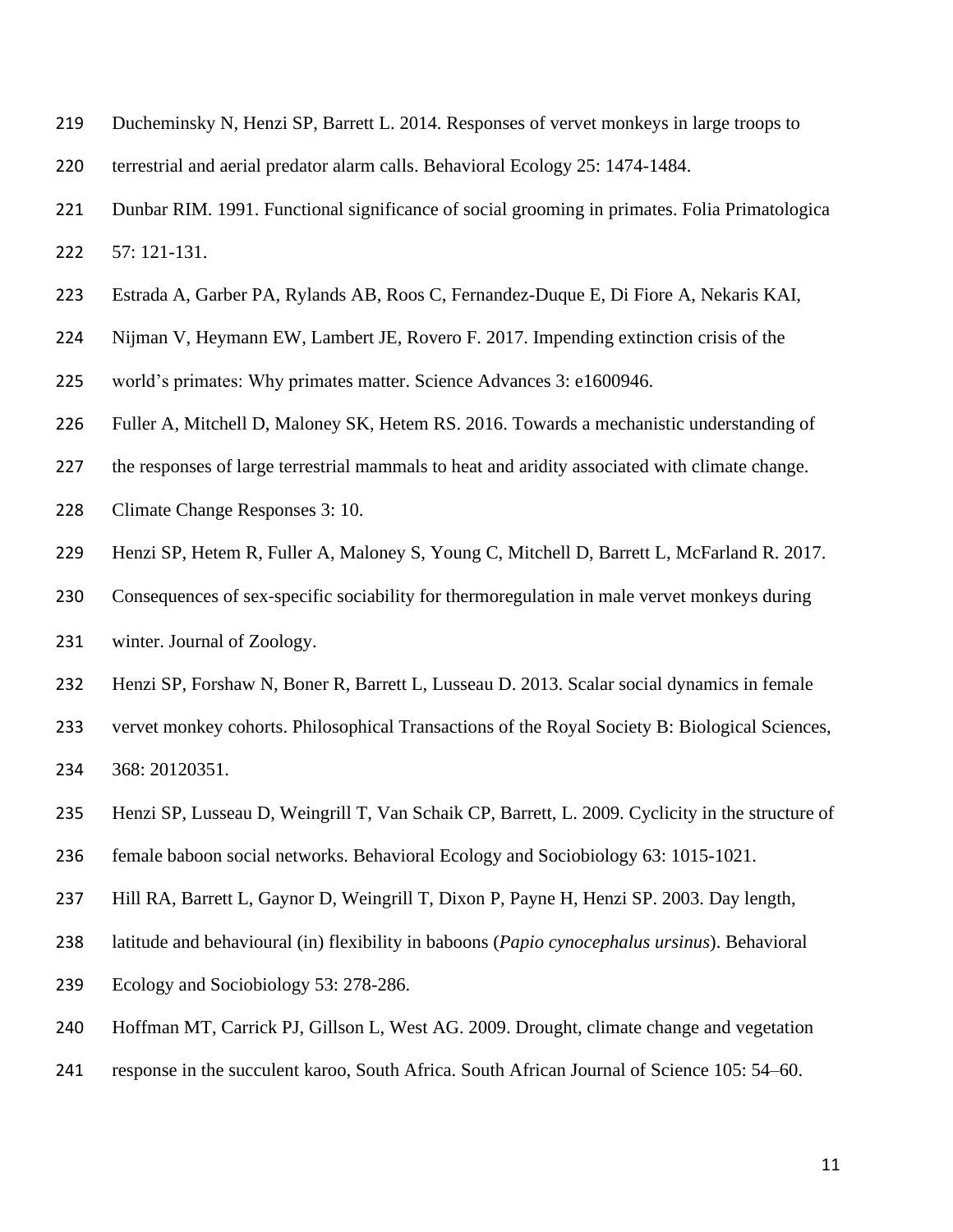Ducheminsky N, Henzi SP, Barrett L. 2014. Responses of vervet monkeys in large troops to terrestrial and aerial predator alarm calls. Behavioral Ecology 25: 1474-1484.

Dunbar RIM. 1991. Functional significance of social grooming in primates. Folia Primatologica 57: 121-131.

Estrada A, Garber PA, Rylands AB, Roos C, Fernandez-Duque E, Di Fiore A, Nekaris KAI, Nijman V, Heymann EW, Lambert JE, Rovero F. 2017. Impending extinction crisis of the world's primates: Why primates matter. Science Advances 3: e1600946.

Fuller A, Mitchell D, Maloney SK, Hetem RS. 2016. Towards a mechanistic understanding of the responses of large terrestrial mammals to heat and aridity associated with climate change. Climate Change Responses 3: 10.

Henzi SP, Hetem R, Fuller A, Maloney S, Young C, Mitchell D, Barrett L, McFarland R. 2017. Consequences of sex-specific sociability for thermoregulation in male vervet monkeys during winter. Journal of Zoology.

Henzi SP, Forshaw N, Boner R, Barrett L, Lusseau D. 2013. Scalar social dynamics in female vervet monkey cohorts. Philosophical Transactions of the Royal Society B: Biological Sciences, 368: 20120351.

Henzi SP, Lusseau D, Weingrill T, Van Schaik CP, Barrett, L. 2009. Cyclicity in the structure of female baboon social networks. Behavioral Ecology and Sociobiology 63: 1015-1021.

Hill RA, Barrett L, Gaynor D, Weingrill T, Dixon P, Payne H, Henzi SP. 2003. Day length, latitude and behavioural (in) flexibility in baboons (*Papio cynocephalus ursinus*). Behavioral Ecology and Sociobiology 53: 278-286.

Hoffman MT, Carrick PJ, Gillson L, West AG. 2009. Drought, climate change and vegetation response in the succulent karoo, South Africa. South African Journal of Science 105: 54–60.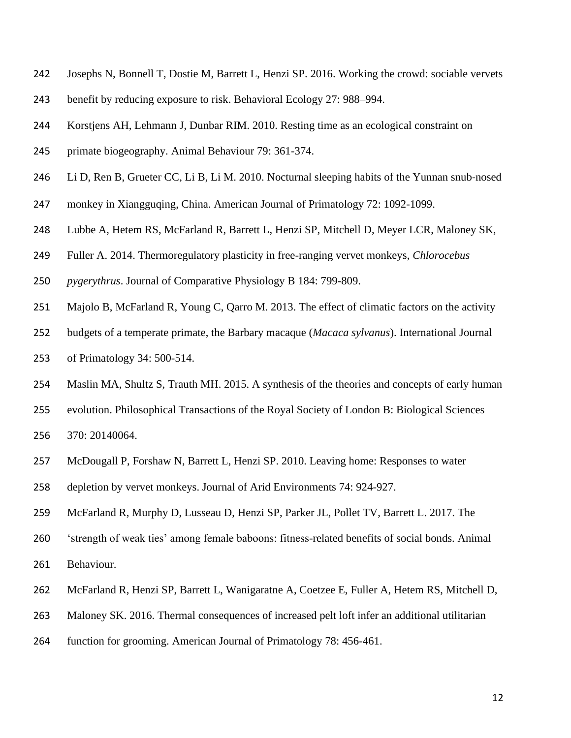Josephs N, Bonnell T, Dostie M, Barrett L, Henzi SP. 2016. Working the crowd: sociable vervets benefit by reducing exposure to risk. Behavioral Ecology 27: 988–994.

Korstjens AH, Lehmann J, Dunbar RIM. 2010. Resting time as an ecological constraint on primate biogeography. Animal Behaviour 79: 361-374.

Li D, Ren B, Grueter CC, Li B, Li M. 2010. Nocturnal sleeping habits of the Yunnan snub-nosed monkey in Xiangguqing, China. American Journal of Primatology 72: 1092-1099.

Lubbe A, Hetem RS, McFarland R, Barrett L, Henzi SP, Mitchell D, Meyer LCR, Maloney SK, Fuller A. 2014. Thermoregulatory plasticity in free-ranging vervet monkeys, *Chlorocebus pygerythrus*. Journal of Comparative Physiology B 184: 799-809.

Majolo B, McFarland R, Young C, Qarro M. 2013. The effect of climatic factors on the activity budgets of a temperate primate, the Barbary macaque (*Macaca sylvanus*). International Journal of Primatology 34: 500-514.

Maslin MA, Shultz S, Trauth MH. 2015. A synthesis of the theories and concepts of early human evolution. Philosophical Transactions of the Royal Society of London B: Biological Sciences 370: 20140064.

McDougall P, Forshaw N, Barrett L, Henzi SP. 2010. Leaving home: Responses to water depletion by vervet monkeys. Journal of Arid Environments 74: 924-927.

McFarland R, Murphy D, Lusseau D, Henzi SP, Parker JL, Pollet TV, Barrett L. 2017. The 'strength of weak ties' among female baboons: fitness-related benefits of social bonds. Animal Behaviour.

McFarland R, Henzi SP, Barrett L, Wanigaratne A, Coetzee E, Fuller A, Hetem RS, Mitchell D, Maloney SK. 2016. Thermal consequences of increased pelt loft infer an additional utilitarian function for grooming. American Journal of Primatology 78: 456-461.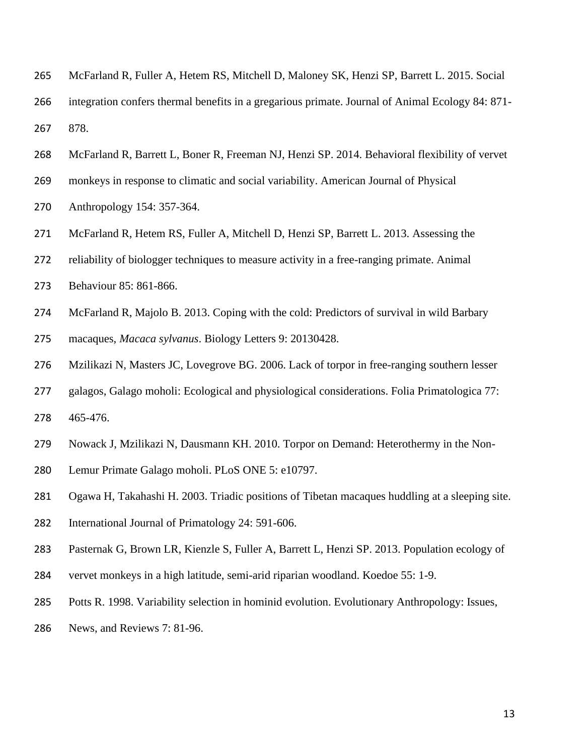McFarland R, Fuller A, Hetem RS, Mitchell D, Maloney SK, Henzi SP, Barrett L. 2015. Social integration confers thermal benefits in a gregarious primate. Journal of Animal Ecology 84: 871-878.

McFarland R, Barrett L, Boner R, Freeman NJ, Henzi SP. 2014. Behavioral flexibility of vervet monkeys in response to climatic and social variability. American Journal of Physical Anthropology 154: 357-364.

McFarland R, Hetem RS, Fuller A, Mitchell D, Henzi SP, Barrett L. 2013. Assessing the reliability of biologger techniques to measure activity in a free-ranging primate. Animal Behaviour 85: 861-866.

McFarland R, Majolo B. 2013. Coping with the cold: Predictors of survival in wild Barbary macaques, *Macaca sylvanus*. Biology Letters 9: 20130428.

Mzilikazi N, Masters JC, Lovegrove BG. 2006. Lack of torpor in free-ranging southern lesser galagos, Galago moholi: Ecological and physiological considerations. Folia Primatologica 77: 465-476.

Nowack J, Mzilikazi N, Dausmann KH. 2010. Torpor on Demand: Heterothermy in the Non-Lemur Primate Galago moholi. PLoS ONE 5: e10797.

Ogawa H, Takahashi H. 2003. Triadic positions of Tibetan macaques huddling at a sleeping site. International Journal of Primatology 24: 591-606.

Pasternak G, Brown LR, Kienzle S, Fuller A, Barrett L, Henzi SP. 2013. Population ecology of vervet monkeys in a high latitude, semi-arid riparian woodland. Koedoe 55: 1-9.

Potts R. 1998. Variability selection in hominid evolution. Evolutionary Anthropology: Issues, News, and Reviews 7: 81-96.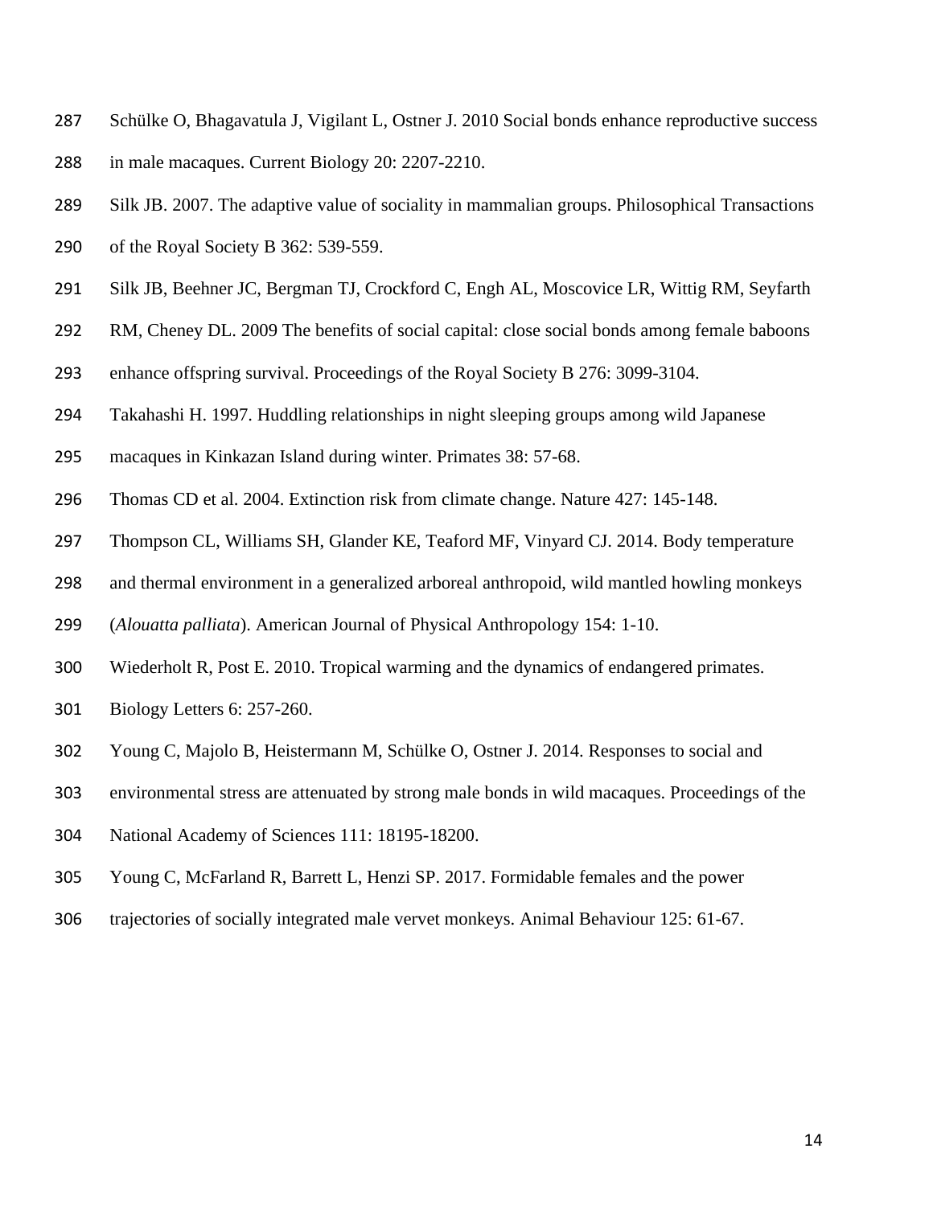Schülke O, Bhagavatula J, Vigilant L, Ostner J. 2010 Social bonds enhance reproductive success in male macaques. Current Biology 20: 2207-2210.

Silk JB. 2007. The adaptive value of sociality in mammalian groups. Philosophical Transactions of the Royal Society B 362: 539-559.

Silk JB, Beehner JC, Bergman TJ, Crockford C, Engh AL, Moscovice LR, Wittig RM, Seyfarth RM, Cheney DL. 2009 The benefits of social capital: close social bonds among female baboons enhance offspring survival. Proceedings of the Royal Society B 276: 3099-3104.

Takahashi H. 1997. Huddling relationships in night sleeping groups among wild Japanese macaques in Kinkazan Island during winter. Primates 38: 57-68.

Thomas CD et al. 2004. Extinction risk from climate change. Nature 427: 145-148.

Thompson CL, Williams SH, Glander KE, Teaford MF, Vinyard CJ. 2014. Body temperature and thermal environment in a generalized arboreal anthropoid, wild mantled howling monkeys (*Alouatta palliata*). American Journal of Physical Anthropology 154: 1-10.

Wiederholt R, Post E. 2010. Tropical warming and the dynamics of endangered primates. Biology Letters 6: 257-260.

Young C, Majolo B, Heistermann M, Schülke O, Ostner J. 2014. Responses to social and environmental stress are attenuated by strong male bonds in wild macaques. Proceedings of the National Academy of Sciences 111: 18195-18200.

Young C, McFarland R, Barrett L, Henzi SP. 2017. Formidable females and the power trajectories of socially integrated male vervet monkeys. Animal Behaviour 125: 61-67.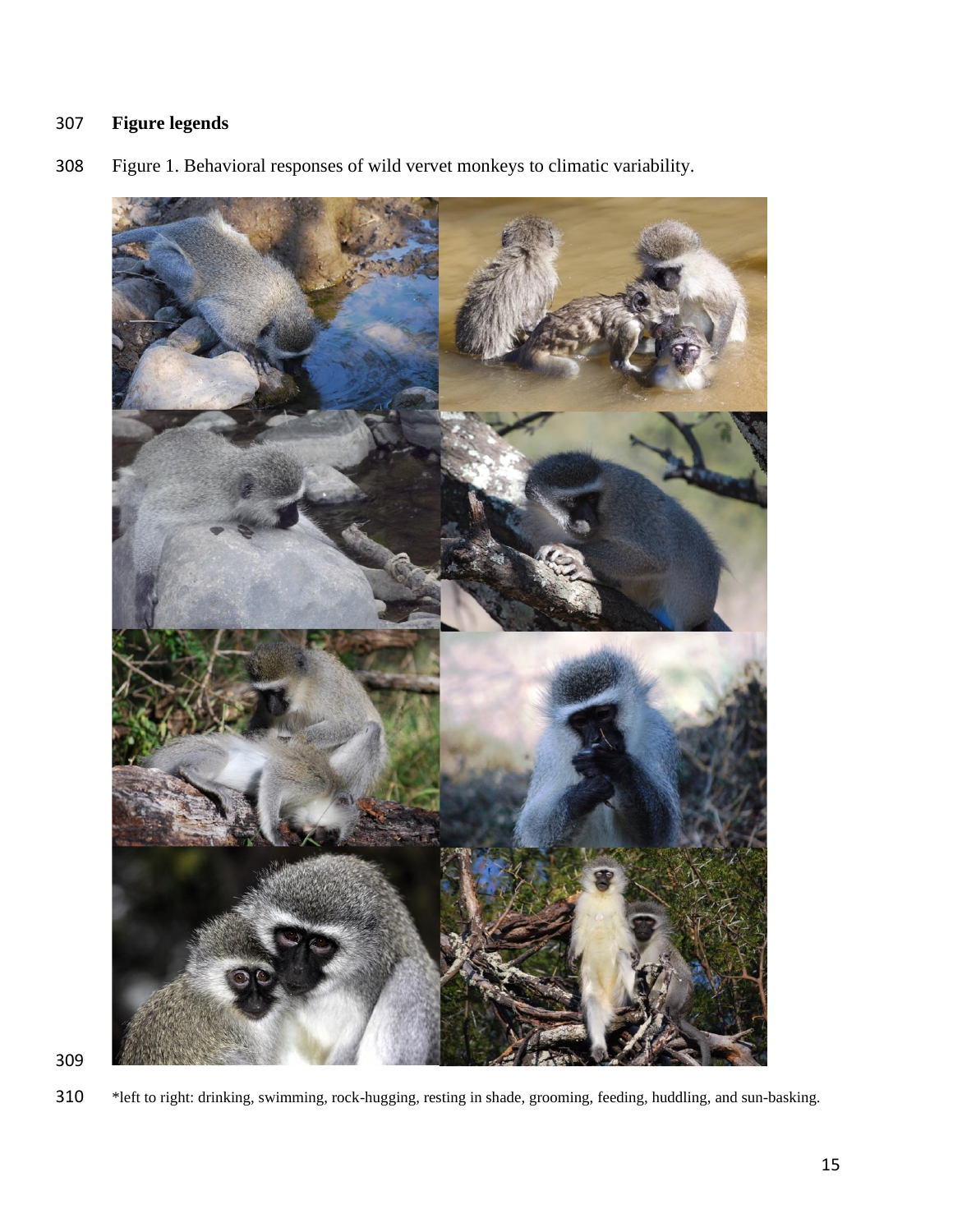**Figure legends**

Figure 1. Behavioral responses of wild vervet monkeys to climatic variability.

*left to right: drinking, swimming, rock-hugging, resting in shade, grooming, feeding, huddling, and sun-basking.